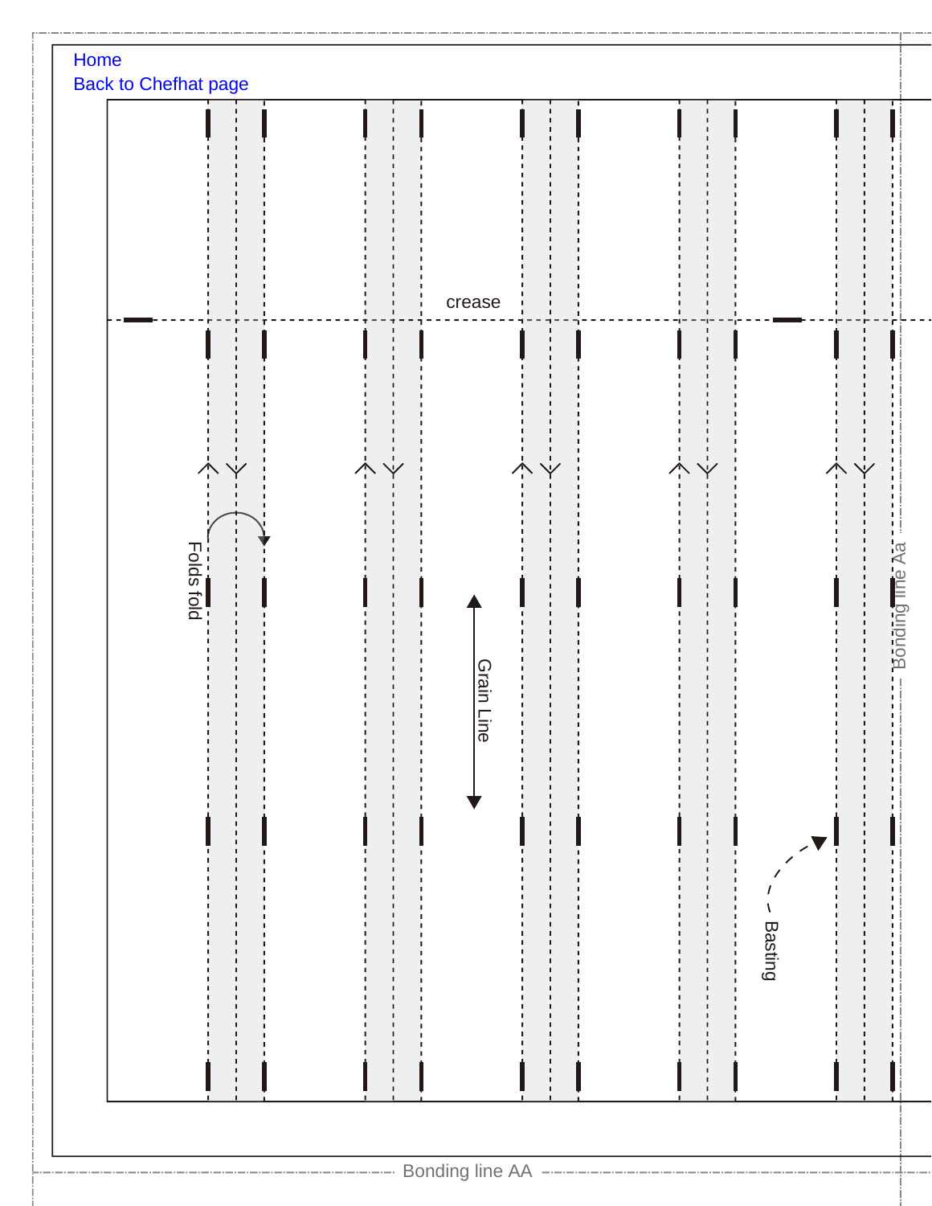Home

Back to Chefhat page

crease

Folds fold

Grain Line

Basting

Bonding line Aa

Bonding line AA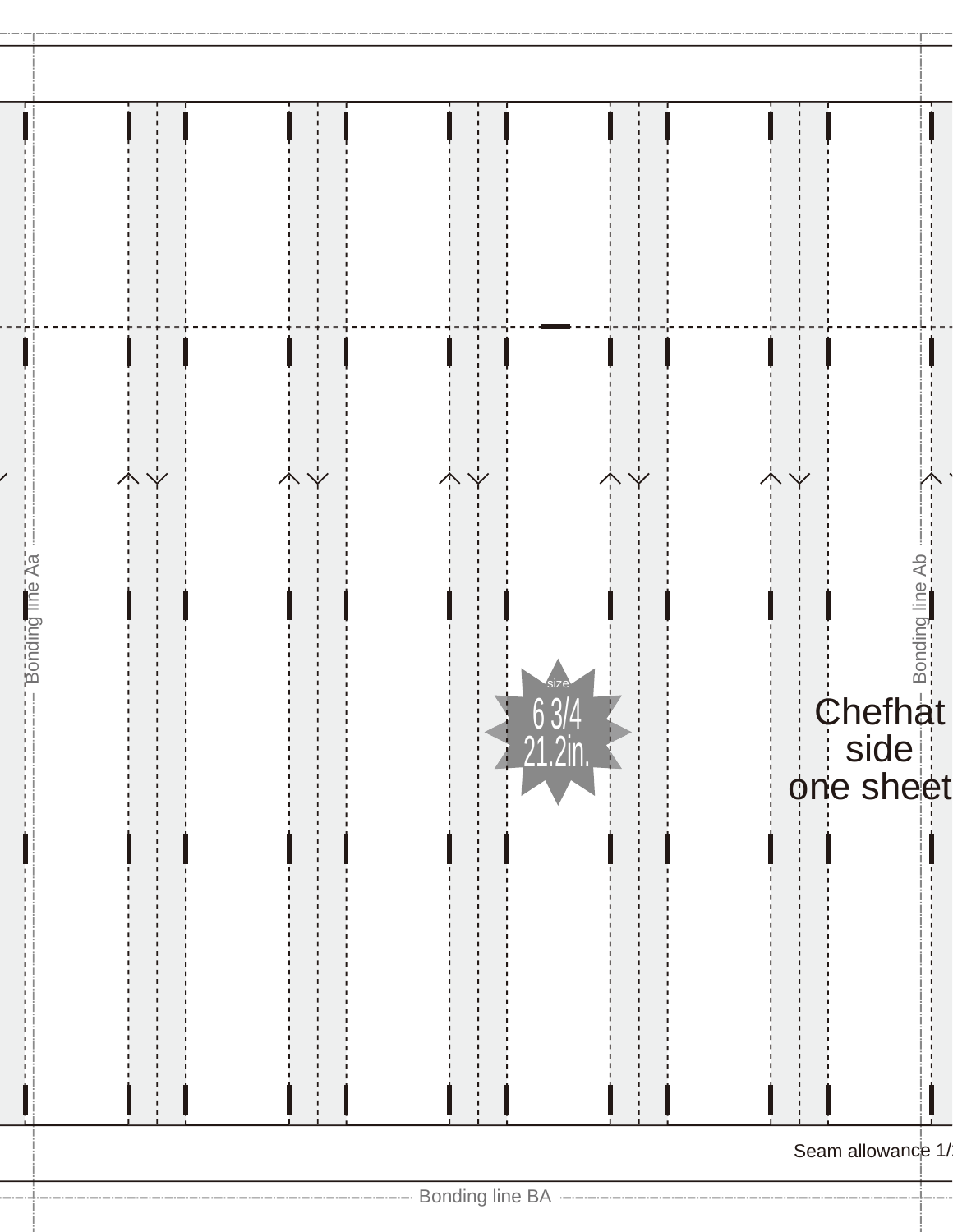Bonding line Aa

Bonding line Ab

size

6 3/4

21.2in.

Chefhat side one sheet

Seam allowance 1/

Bonding line BA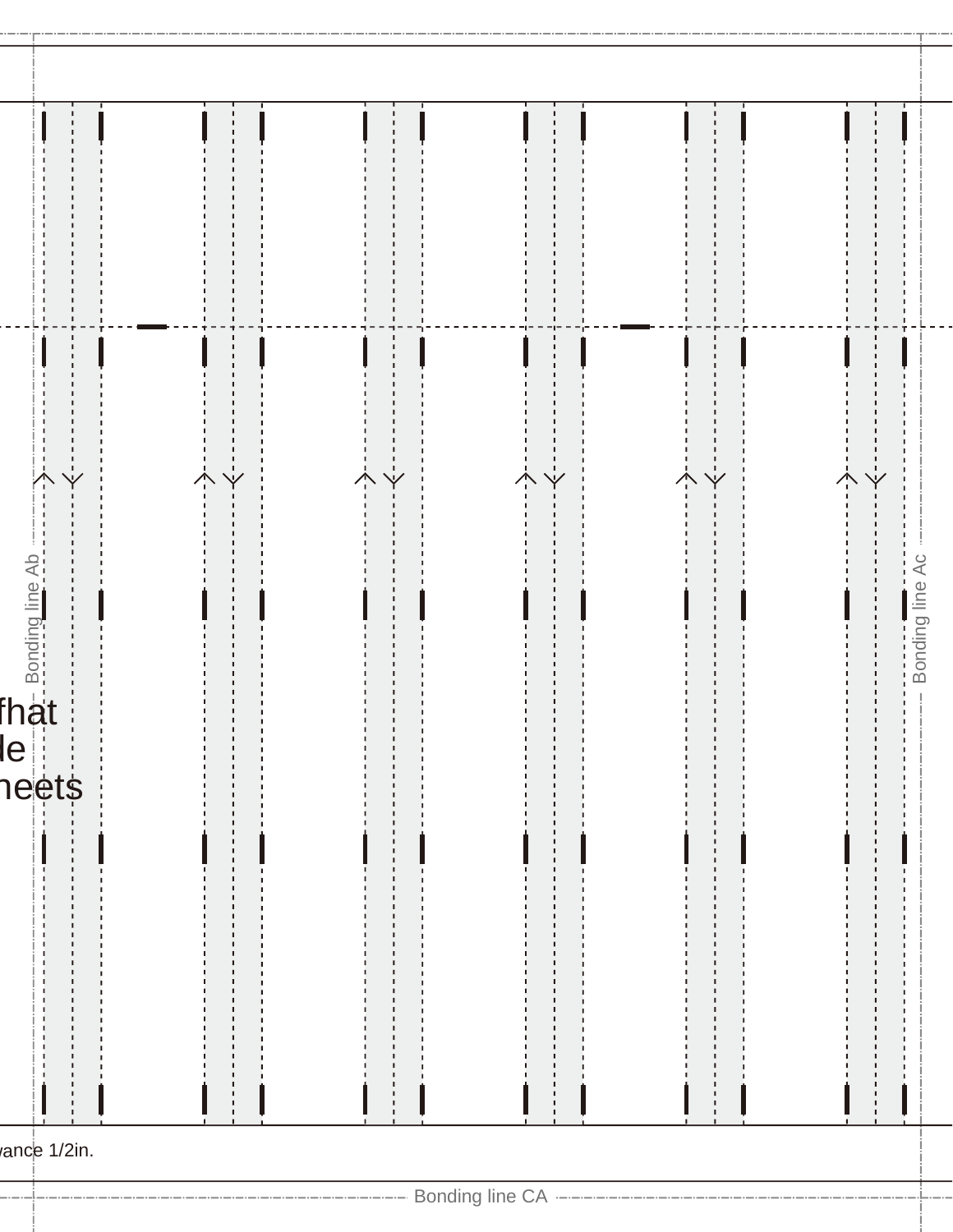Bonding line Ab

Bonding line Ac

fhat
le
heets

vance 1/2in.

Bonding line CA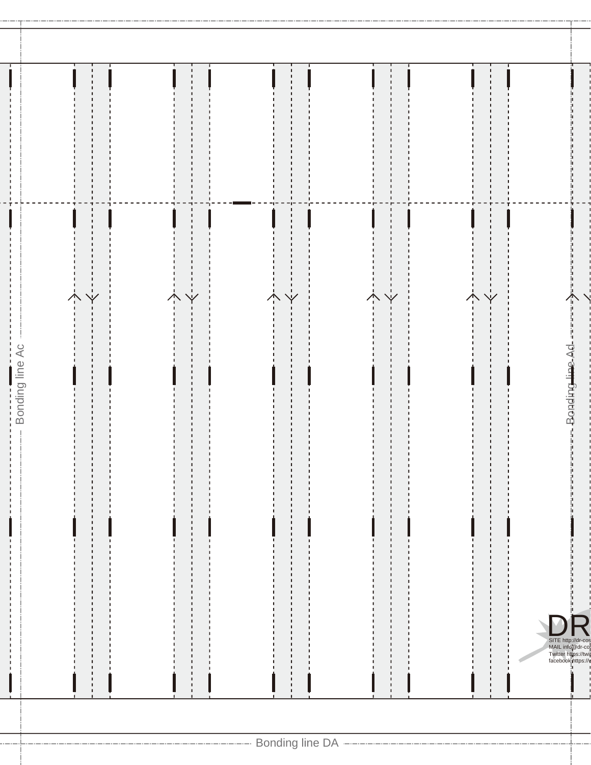Bonding line Ac

Bonding line Ad

DR

SITE http://dr-cos

MAIL info@dr-co

Twitter https://twi

facebook https://

Bonding line DA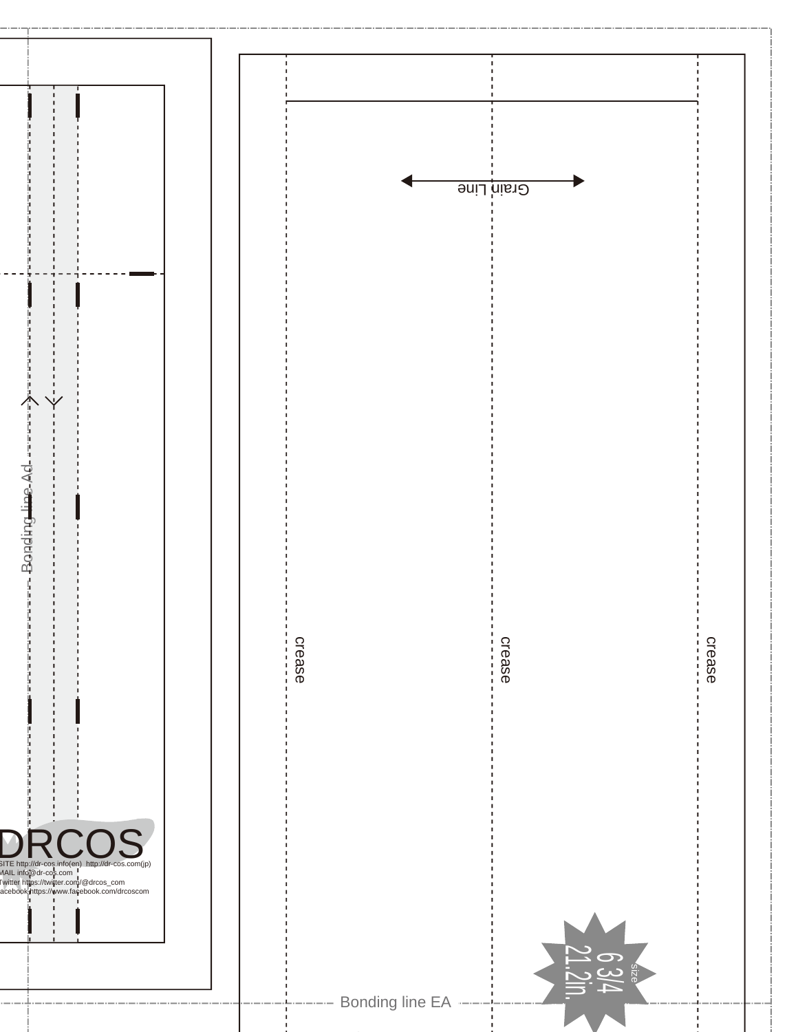Grain Line

crease

crease

crease

Bonding line Ad

Bonding line EA

DRCOS

SITE http://dr-cos.info(en) http://dr-cos.com(jp)
MAIL info@dr-cos.com
Twitter https://twitter.com/@drcos_com
Facebook https://www.facebook.com/drcoscom

size
6 3/4
21.2in.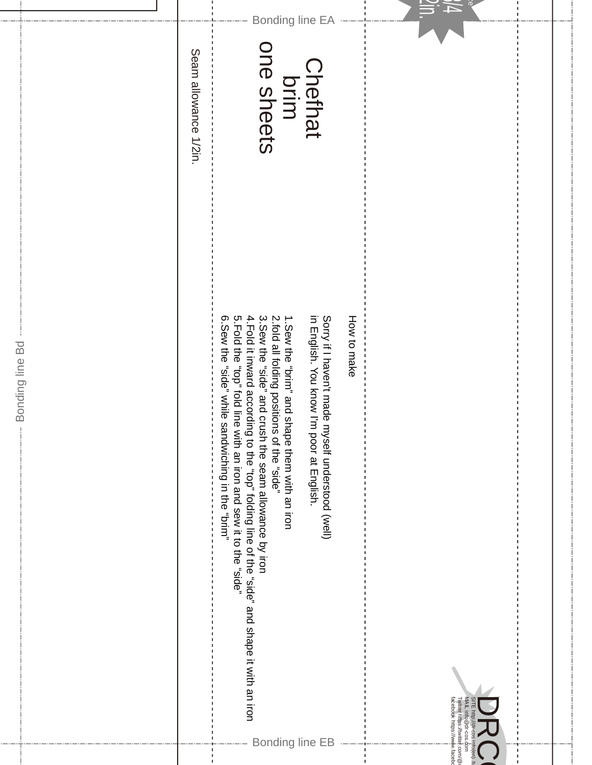Bonding line EA

# Chefhat brim one sheets

Seam allowance 1/2in.

How to make

Sorry if I haven't made myself understood (well) in English. You know I'm poor at English.

1. Sew the "brim" and shape them with an iron
2. fold all folding positions of the "side"
3. Sew the "side" and crush the seam allowance by iron
4. Fold it inward according to the "top" folding line of the "side" and shape it with an iron
5. Fold the "top" fold line with an iron and sew it to the "side"
6. Sew the "side" while sandwiching in the "brim"

Bonding line Bd

Bonding line EB

DRCO

SITE http://dr-cos.info(en) h
MAIL info@dr-cos.com
Twitter https://twitter.com/@d
facebook https://www.facebo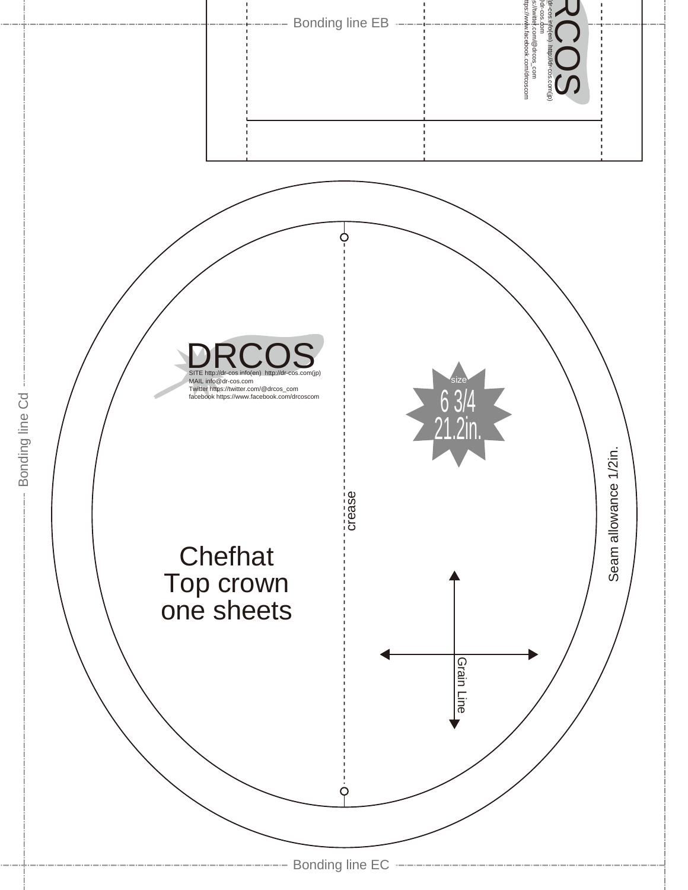Bonding line EB

RCOS
dr-cos.info(en) http://dr-cos.com(jp)
/dr-cos.com
s://twitter.com/@drcos_com
ttps://www.facebook.com/drcoscom

DRCOS
SITE http://dr-cos.info(en) http://dr-cos.com(jp)
MAIL info@dr-cos.com
Twitter https://twitter.com/@drcos_com
facebook https://www.facebook.com/drcoscom

size
6 3/4
21.2in.

crease

Seam allowance 1/2in.

Chefhat
Top crown
one sheets

Grain Line

Bonding line Cd

Bonding line EC